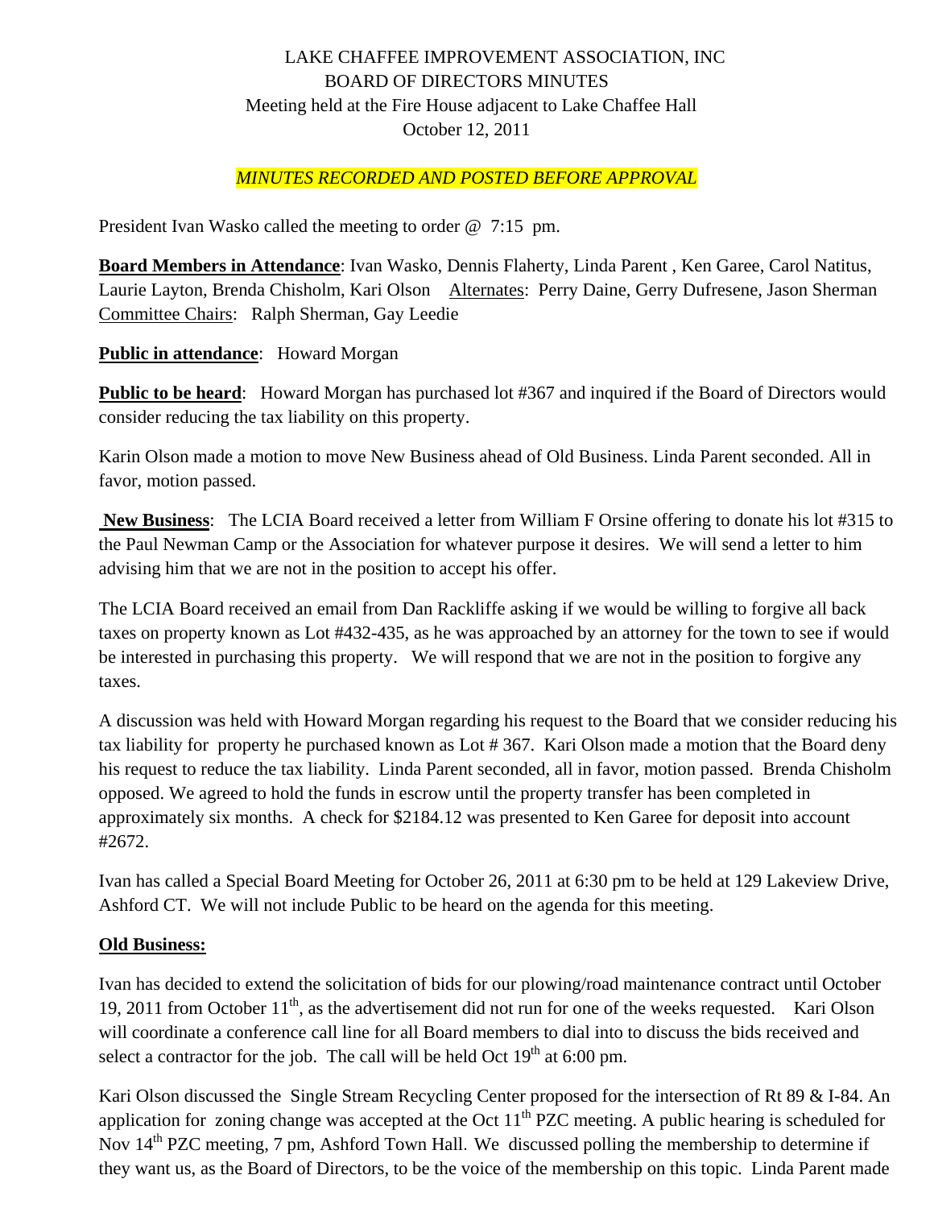LAKE CHAFFEE IMPROVEMENT ASSOCIATION, INC
BOARD OF DIRECTORS MINUTES
Meeting held at the Fire House adjacent to Lake Chaffee Hall
October 12, 2011

*MINUTES RECORDED AND POSTED BEFORE APPROVAL*

President Ivan Wasko called the meeting to order @ 7:15 pm.

**Board Members in Attendance**: Ivan Wasko, Dennis Flaherty, Linda Parent , Ken Garee, Carol Natitus, Laurie Layton, Brenda Chisholm, Kari Olson Alternates: Perry Daine, Gerry Dufresene, Jason Sherman Committee Chairs: Ralph Sherman, Gay Leedie

**Public in attendance**: Howard Morgan

**Public to be heard**: Howard Morgan has purchased lot #367 and inquired if the Board of Directors would consider reducing the tax liability on this property.

Karin Olson made a motion to move New Business ahead of Old Business. Linda Parent seconded. All in favor, motion passed.

**New Business**: The LCIA Board received a letter from William F Orsine offering to donate his lot #315 to the Paul Newman Camp or the Association for whatever purpose it desires. We will send a letter to him advising him that we are not in the position to accept his offer.

The LCIA Board received an email from Dan Rackliffe asking if we would be willing to forgive all back taxes on property known as Lot #432-435, as he was approached by an attorney for the town to see if would be interested in purchasing this property. We will respond that we are not in the position to forgive any taxes.

A discussion was held with Howard Morgan regarding his request to the Board that we consider reducing his tax liability for property he purchased known as Lot # 367. Kari Olson made a motion that the Board deny his request to reduce the tax liability. Linda Parent seconded, all in favor, motion passed. Brenda Chisholm opposed. We agreed to hold the funds in escrow until the property transfer has been completed in approximately six months. A check for $2184.12 was presented to Ken Garee for deposit into account #2672.

Ivan has called a Special Board Meeting for October 26, 2011 at 6:30 pm to be held at 129 Lakeview Drive, Ashford CT. We will not include Public to be heard on the agenda for this meeting.

**Old Business:**

Ivan has decided to extend the solicitation of bids for our plowing/road maintenance contract until October 19, 2011 from October 11th, as the advertisement did not run for one of the weeks requested. Kari Olson will coordinate a conference call line for all Board members to dial into to discuss the bids received and select a contractor for the job. The call will be held Oct 19th at 6:00 pm.

Kari Olson discussed the Single Stream Recycling Center proposed for the intersection of Rt 89 & I-84. An application for zoning change was accepted at the Oct 11th PZC meeting. A public hearing is scheduled for Nov 14th PZC meeting, 7 pm, Ashford Town Hall. We discussed polling the membership to determine if they want us, as the Board of Directors, to be the voice of the membership on this topic. Linda Parent made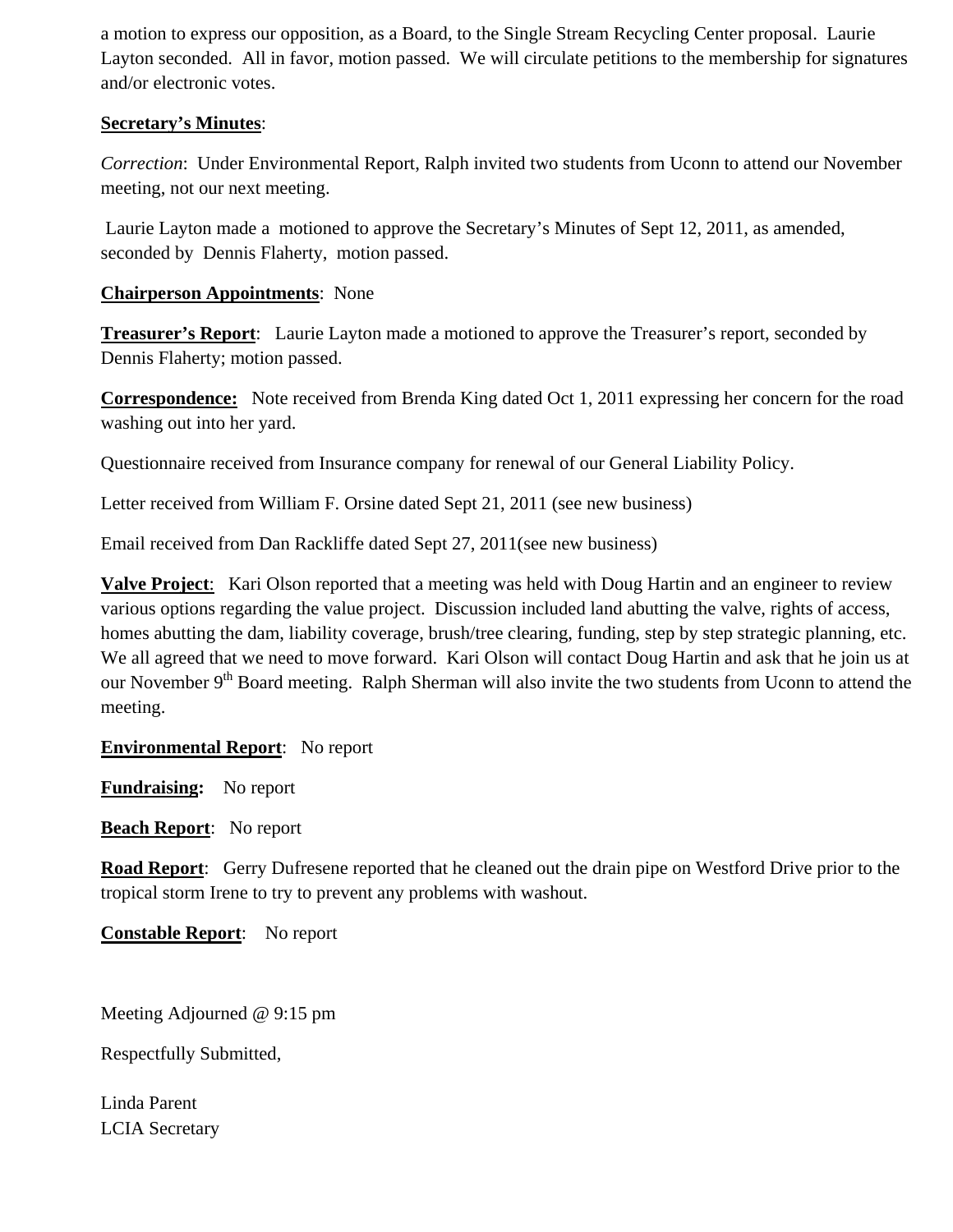a motion to express our opposition, as a Board, to the Single Stream Recycling Center proposal. Laurie Layton seconded. All in favor, motion passed. We will circulate petitions to the membership for signatures and/or electronic votes.

**Secretary's Minutes**:

*Correction*: Under Environmental Report, Ralph invited two students from Uconn to attend our November meeting, not our next meeting.

Laurie Layton made a motioned to approve the Secretary's Minutes of Sept 12, 2011, as amended, seconded by Dennis Flaherty, motion passed.

**Chairperson Appointments**: None

**Treasurer's Report**: Laurie Layton made a motioned to approve the Treasurer's report, seconded by Dennis Flaherty; motion passed.

**Correspondence:** Note received from Brenda King dated Oct 1, 2011 expressing her concern for the road washing out into her yard.

Questionnaire received from Insurance company for renewal of our General Liability Policy.

Letter received from William F. Orsine dated Sept 21, 2011 (see new business)

Email received from Dan Rackliffe dated Sept 27, 2011(see new business)

**Valve Project**: Kari Olson reported that a meeting was held with Doug Hartin and an engineer to review various options regarding the value project. Discussion included land abutting the valve, rights of access, homes abutting the dam, liability coverage, brush/tree clearing, funding, step by step strategic planning, etc. We all agreed that we need to move forward. Kari Olson will contact Doug Hartin and ask that he join us at our November 9th Board meeting. Ralph Sherman will also invite the two students from Uconn to attend the meeting.

**Environmental Report**: No report

**Fundraising:** No report

**Beach Report**: No report

**Road Report**: Gerry Dufresene reported that he cleaned out the drain pipe on Westford Drive prior to the tropical storm Irene to try to prevent any problems with washout.

**Constable Report**: No report

Meeting Adjourned @ 9:15 pm

Respectfully Submitted,

Linda Parent
LCIA Secretary